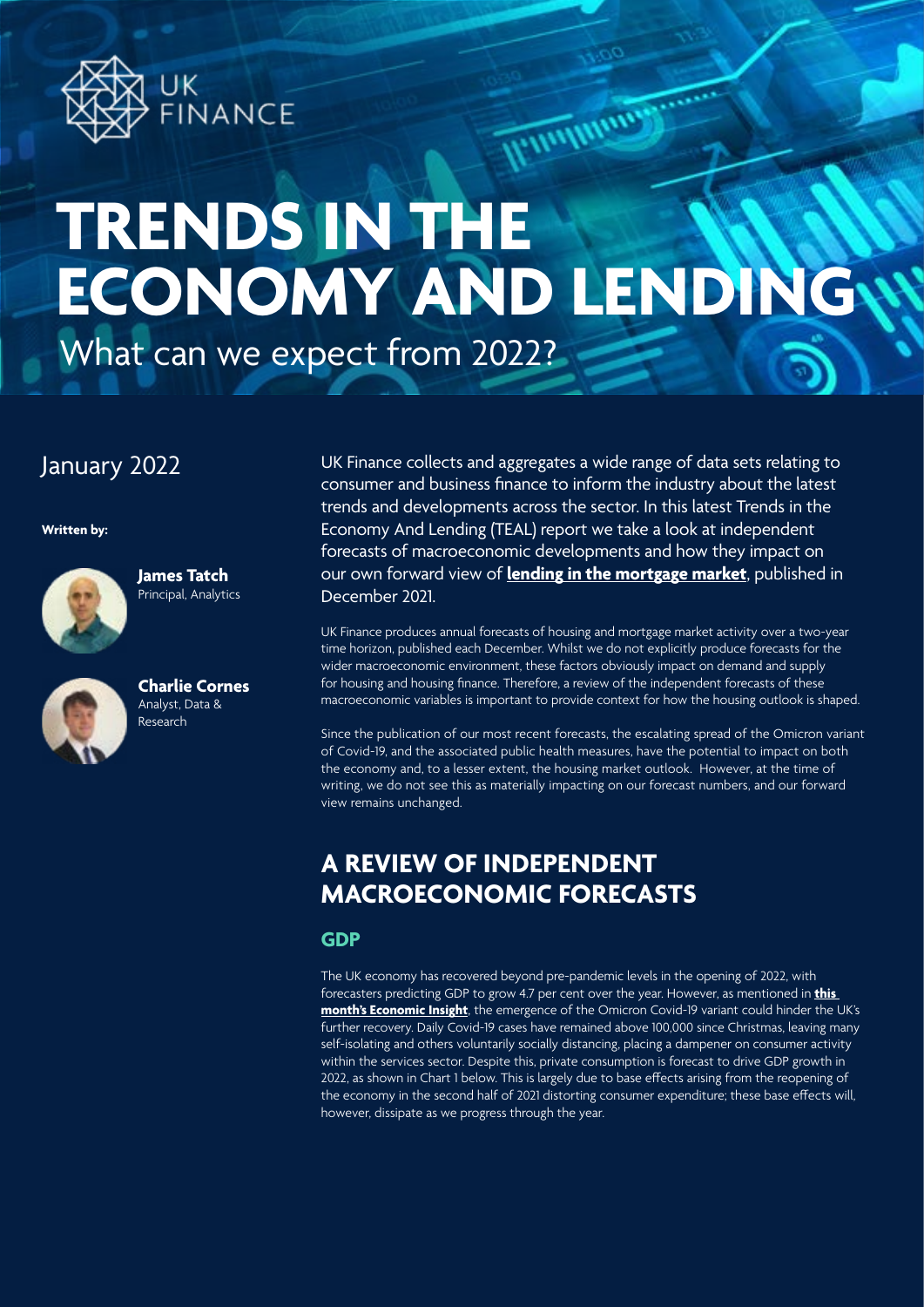UK FINANCE

# TRENDS IN THE ECONOMY AND LENDING

What can we expect from 2022?

January 2022

**Written by:**

**James Tatch**
Principal, Analytics

**Charlie Cornes**
Analyst, Data & Research

UK Finance collects and aggregates a wide range of data sets relating to consumer and business finance to inform the industry about the latest trends and developments across the sector. In this latest Trends in the Economy And Lending (TEAL) report we take a look at independent forecasts of macroeconomic developments and how they impact on our own forward view of **lending in the mortgage market**, published in December 2021.

UK Finance produces annual forecasts of housing and mortgage market activity over a two-year time horizon, published each December. Whilst we do not explicitly produce forecasts for the wider macroeconomic environment, these factors obviously impact on demand and supply for housing and housing finance. Therefore, a review of the independent forecasts of these macroeconomic variables is important to provide context for how the housing outlook is shaped.

Since the publication of our most recent forecasts, the escalating spread of the Omicron variant of Covid-19, and the associated public health measures, have the potential to impact on both the economy and, to a lesser extent, the housing market outlook. However, at the time of writing, we do not see this as materially impacting on our forecast numbers, and our forward view remains unchanged.

## A REVIEW OF INDEPENDENT MACROECONOMIC FORECASTS

### GDP

The UK economy has recovered beyond pre-pandemic levels in the opening of 2022, with forecasters predicting GDP to grow 4.7 per cent over the year. However, as mentioned in **this month's Economic Insight**, the emergence of the Omicron Covid-19 variant could hinder the UK's further recovery. Daily Covid-19 cases have remained above 100,000 since Christmas, leaving many self-isolating and others voluntarily socially distancing, placing a dampener on consumer activity within the services sector. Despite this, private consumption is forecast to drive GDP growth in 2022, as shown in Chart 1 below. This is largely due to base effects arising from the reopening of the economy in the second half of 2021 distorting consumer expenditure; these base effects will, however, dissipate as we progress through the year.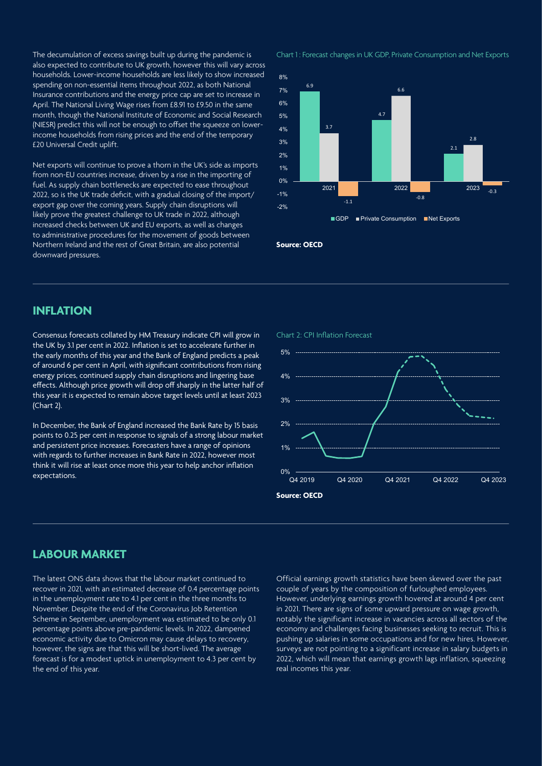The decumulation of excess savings built up during the pandemic is also expected to contribute to UK growth, however this will vary across households. Lower-income households are less likely to show increased spending on non-essential items throughout 2022, as both National Insurance contributions and the energy price cap are set to increase in April. The National Living Wage rises from £8.91 to £9.50 in the same month, though the National Institute of Economic and Social Research (NIESR) predict this will not be enough to offset the squeeze on lower-income households from rising prices and the end of the temporary £20 Universal Credit uplift.

Net exports will continue to prove a thorn in the UK's side as imports from non-EU countries increase, driven by a rise in the importing of fuel. As supply chain bottlenecks are expected to ease throughout 2022, so is the UK trade deficit, with a gradual closing of the import/export gap over the coming years. Supply chain disruptions will likely prove the greatest challenge to UK trade in 2022, although increased checks between UK and EU exports, as well as changes to administrative procedures for the movement of goods between Northern Ireland and the rest of Great Britain, are also potential downward pressures.

Chart 1: Forecast changes in UK GDP, Private Consumption and Net Exports

| Year | GDP | Private Consumption | Net Exports |
|---|---|---|---|
| 2021 | 6.9 | 3.7 | -1.1 |
| 2022 | 4.7 | 6.6 | -0.8 |
| 2023 | 2.1 | 2.8 | -0.3 |

**Source: OECD**

## INFLATION

Consensus forecasts collated by HM Treasury indicate CPI will grow in the UK by 3.1 per cent in 2022. Inflation is set to accelerate further in the early months of this year and the Bank of England predicts a peak of around 6 per cent in April, with significant contributions from rising energy prices, continued supply chain disruptions and lingering base effects. Although price growth will drop off sharply in the latter half of this year it is expected to remain above target levels until at least 2023 (Chart 2).

In December, the Bank of England increased the Bank Rate by 15 basis points to 0.25 per cent in response to signals of a strong labour market and persistent price increases. Forecasters have a range of opinions with regards to further increases in Bank Rate in 2022, however most think it will rise at least once more this year to help anchor inflation expectations.

Chart 2: CPI Inflation Forecast

**Source: OECD**

## LABOUR MARKET

The latest ONS data shows that the labour market continued to recover in 2021, with an estimated decrease of 0.4 percentage points in the unemployment rate to 4.1 per cent in the three months to November. Despite the end of the Coronavirus Job Retention Scheme in September, unemployment was estimated to be only 0.1 percentage points above pre-pandemic levels. In 2022, dampened economic activity due to Omicron may cause delays to recovery, however, the signs are that this will be short-lived. The average forecast is for a modest uptick in unemployment to 4.3 per cent by the end of this year.

Official earnings growth statistics have been skewed over the past couple of years by the composition of furloughed employees. However, underlying earnings growth hovered at around 4 per cent in 2021. There are signs of some upward pressure on wage growth, notably the significant increase in vacancies across all sectors of the economy and challenges facing businesses seeking to recruit. This is pushing up salaries in some occupations and for new hires. However, surveys are not pointing to a significant increase in salary budgets in 2022, which will mean that earnings growth lags inflation, squeezing real incomes this year.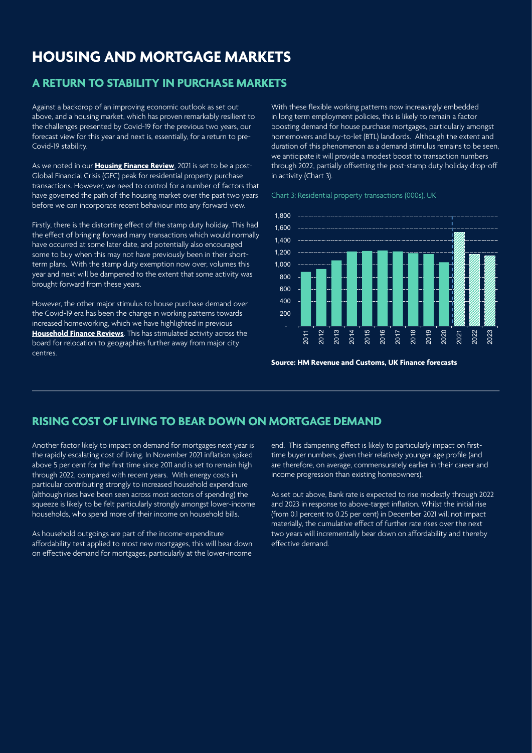# HOUSING AND MORTGAGE MARKETS

## A RETURN TO STABILITY IN PURCHASE MARKETS

Against a backdrop of an improving economic outlook as set out above, and a housing market, which has proven remarkably resilient to the challenges presented by Covid-19 for the previous two years, our forecast view for this year and next is, essentially, for a return to pre-Covid-19 stability.

As we noted in our **Housing Finance Review**, 2021 is set to be a post-Global Financial Crisis (GFC) peak for residential property purchase transactions. However, we need to control for a number of factors that have governed the path of the housing market over the past two years before we can incorporate recent behaviour into any forward view.

Firstly, there is the distorting effect of the stamp duty holiday. This had the effect of bringing forward many transactions which would normally have occurred at some later date, and potentially also encouraged some to buy when this may not have previously been in their short-term plans. With the stamp duty exemption now over, volumes this year and next will be dampened to the extent that some activity was brought forward from these years.

However, the other major stimulus to house purchase demand over the Covid-19 era has been the change in working patterns towards increased homeworking, which we have highlighted in previous **Household Finance Reviews**. This has stimulated activity across the board for relocation to geographies further away from major city centres.

With these flexible working patterns now increasingly embedded in long term employment policies, this is likely to remain a factor boosting demand for house purchase mortgages, particularly amongst homemovers and buy-to-let (BTL) landlords. Although the extent and duration of this phenomenon as a demand stimulus remains to be seen, we anticipate it will provide a modest boost to transaction numbers through 2022, partially offsetting the post-stamp duty holiday drop-off in activity (Chart 3).

Chart 3: Residential property transactions (000s), UK

**Source: HM Revenue and Customs, UK Finance forecasts**

## RISING COST OF LIVING TO BEAR DOWN ON MORTGAGE DEMAND

Another factor likely to impact on demand for mortgages next year is the rapidly escalating cost of living. In November 2021 inflation spiked above 5 per cent for the first time since 2011 and is set to remain high through 2022, compared with recent years. With energy costs in particular contributing strongly to increased household expenditure (although rises have been seen across most sectors of spending) the squeeze is likely to be felt particularly strongly amongst lower-income households, who spend more of their income on household bills.

As household outgoings are part of the income-expenditure affordability test applied to most new mortgages, this will bear down on effective demand for mortgages, particularly at the lower-income end. This dampening effect is likely to particularly impact on first-time buyer numbers, given their relatively younger age profile (and are therefore, on average, commensurately earlier in their career and income progression than existing homeowners).

As set out above, Bank rate is expected to rise modestly through 2022 and 2023 in response to above-target inflation. Whilst the initial rise (from 0.1 percent to 0.25 per cent) in December 2021 will not impact materially, the cumulative effect of further rate rises over the next two years will incrementally bear down on affordability and thereby effective demand.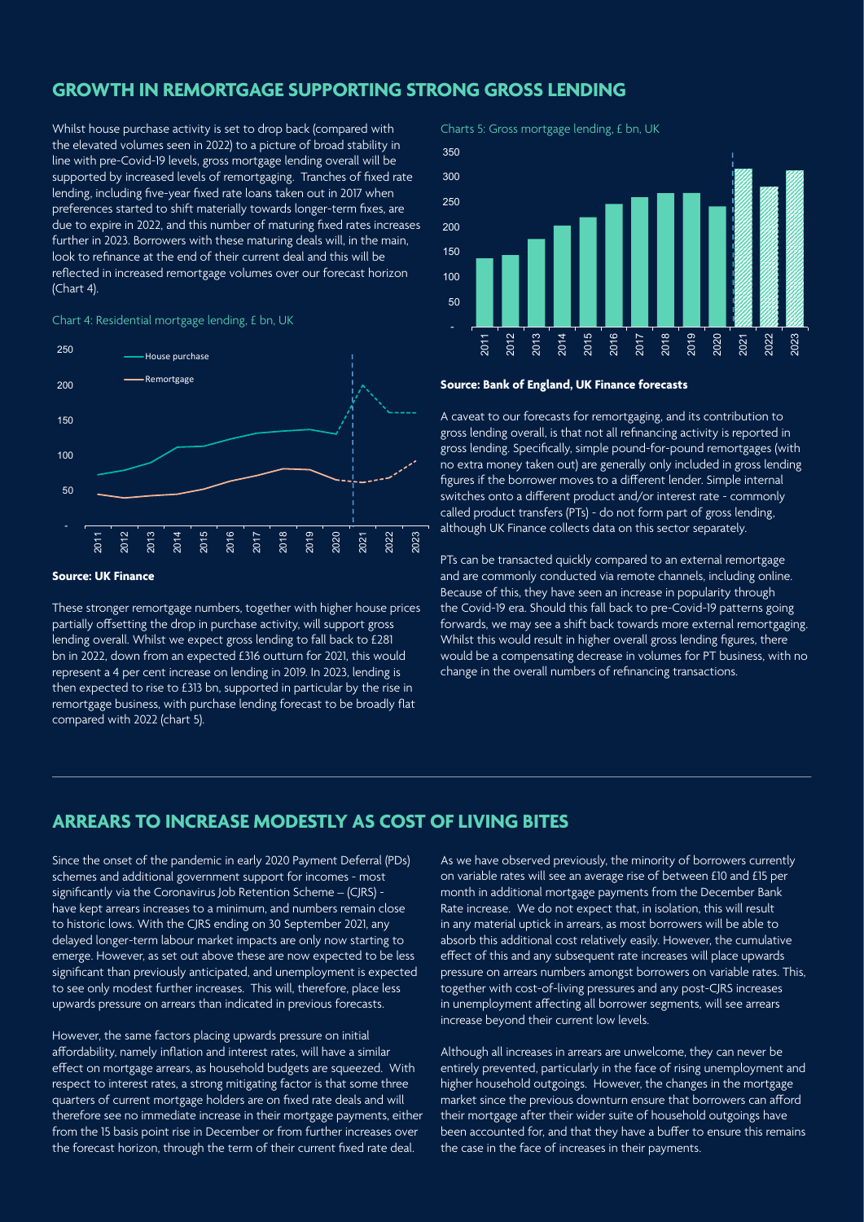## GROWTH IN REMORTGAGE SUPPORTING STRONG GROSS LENDING

Whilst house purchase activity is set to drop back (compared with the elevated volumes seen in 2022) to a picture of broad stability in line with pre-Covid-19 levels, gross mortgage lending overall will be supported by increased levels of remortgaging. Tranches of fixed rate lending, including five-year fixed rate loans taken out in 2017 when preferences started to shift materially towards longer-term fixes, are due to expire in 2022, and this number of maturing fixed rates increases further in 2023. Borrowers with these maturing deals will, in the main, look to refinance at the end of their current deal and this will be reflected in increased remortgage volumes over our forecast horizon (Chart 4).

Chart 4: Residential mortgage lending, £ bn, UK

**Source: UK Finance**

These stronger remortgage numbers, together with higher house prices partially offsetting the drop in purchase activity, will support gross lending overall. Whilst we expect gross lending to fall back to £281 bn in 2022, down from an expected £316 outturn for 2021, this would represent a 4 per cent increase on lending in 2019. In 2023, lending is then expected to rise to £313 bn, supported in particular by the rise in remortgage business, with purchase lending forecast to be broadly flat compared with 2022 (chart 5).

Charts 5: Gross mortgage lending, £ bn, UK

**Source: Bank of England, UK Finance forecasts**

A caveat to our forecasts for remortgaging, and its contribution to gross lending overall, is that not all refinancing activity is reported in gross lending. Specifically, simple pound-for-pound remortgages (with no extra money taken out) are generally only included in gross lending figures if the borrower moves to a different lender. Simple internal switches onto a different product and/or interest rate - commonly called product transfers (PTs) - do not form part of gross lending, although UK Finance collects data on this sector separately.

PTs can be transacted quickly compared to an external remortgage and are commonly conducted via remote channels, including online. Because of this, they have seen an increase in popularity through the Covid-19 era. Should this fall back to pre-Covid-19 patterns going forwards, we may see a shift back towards more external remortgaging. Whilst this would result in higher overall gross lending figures, there would be a compensating decrease in volumes for PT business, with no change in the overall numbers of refinancing transactions.

## ARREARS TO INCREASE MODESTLY AS COST OF LIVING BITES

Since the onset of the pandemic in early 2020 Payment Deferral (PDs) schemes and additional government support for incomes - most significantly via the Coronavirus Job Retention Scheme – (CJRS) - have kept arrears increases to a minimum, and numbers remain close to historic lows. With the CJRS ending on 30 September 2021, any delayed longer-term labour market impacts are only now starting to emerge. However, as set out above these are now expected to be less significant than previously anticipated, and unemployment is expected to see only modest further increases. This will, therefore, place less upwards pressure on arrears than indicated in previous forecasts.

However, the same factors placing upwards pressure on initial affordability, namely inflation and interest rates, will have a similar effect on mortgage arrears, as household budgets are squeezed. With respect to interest rates, a strong mitigating factor is that some three quarters of current mortgage holders are on fixed rate deals and will therefore see no immediate increase in their mortgage payments, either from the 15 basis point rise in December or from further increases over the forecast horizon, through the term of their current fixed rate deal.

As we have observed previously, the minority of borrowers currently on variable rates will see an average rise of between £10 and £15 per month in additional mortgage payments from the December Bank Rate increase. We do not expect that, in isolation, this will result in any material uptick in arrears, as most borrowers will be able to absorb this additional cost relatively easily. However, the cumulative effect of this and any subsequent rate increases will place upwards pressure on arrears numbers amongst borrowers on variable rates. This, together with cost-of-living pressures and any post-CJRS increases in unemployment affecting all borrower segments, will see arrears increase beyond their current low levels.

Although all increases in arrears are unwelcome, they can never be entirely prevented, particularly in the face of rising unemployment and higher household outgoings. However, the changes in the mortgage market since the previous downturn ensure that borrowers can afford their mortgage after their wider suite of household outgoings have been accounted for, and that they have a buffer to ensure this remains the case in the face of increases in their payments.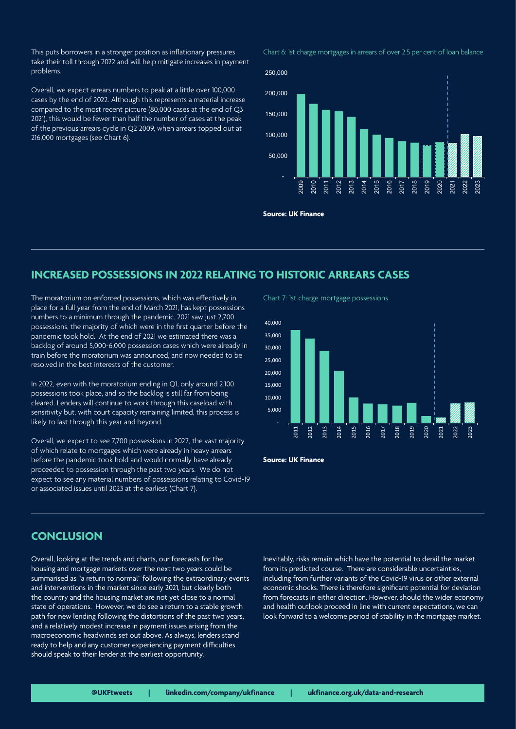This puts borrowers in a stronger position as inflationary pressures take their toll through 2022 and will help mitigate increases in payment problems.

Overall, we expect arrears numbers to peak at a little over 100,000 cases by the end of 2022. Although this represents a material increase compared to the most recent picture (80,000 cases at the end of Q3 2021), this would be fewer than half the number of cases at the peak of the previous arrears cycle in Q2 2009, when arrears topped out at 216,000 mortgages (see Chart 6).

Chart 6: 1st charge mortgages in arrears of over 2.5 per cent of loan balance

250,000
200,000
150,000
100,000
50,000
-

2009 2010 2011 2012 2013 2014 2015 2016 2017 2018 2019 2020 2021 2022 2023

**Source: UK Finance**

## INCREASED POSSESSIONS IN 2022 RELATING TO HISTORIC ARREARS CASES

The moratorium on enforced possessions, which was effectively in place for a full year from the end of March 2021, has kept possessions numbers to a minimum through the pandemic. 2021 saw just 2,700 possessions, the majority of which were in the first quarter before the pandemic took hold. At the end of 2021 we estimated there was a backlog of around 5,000-6,000 possession cases which were already in train before the moratorium was announced, and now needed to be resolved in the best interests of the customer.

In 2022, even with the moratorium ending in Q1, only around 2,100 possessions took place, and so the backlog is still far from being cleared. Lenders will continue to work through this caseload with sensitivity but, with court capacity remaining limited, this process is likely to last through this year and beyond.

Overall, we expect to see 7,700 possessions in 2022, the vast majority of which relate to mortgages which were already in heavy arrears before the pandemic took hold and would normally have already proceeded to possession through the past two years. We do not expect to see any material numbers of possessions relating to Covid-19 or associated issues until 2023 at the earliest (Chart 7).

Chart 7: 1st charge mortgage possessions

40,000
35,000
30,000
25,000
20,000
15,000
10,000
5,000
-

2011 2012 2013 2014 2015 2016 2017 2018 2019 2020 2021 2022 2023

**Source: UK Finance**

## CONCLUSION

Overall, looking at the trends and charts, our forecasts for the housing and mortgage markets over the next two years could be summarised as "a return to normal" following the extraordinary events and interventions in the market since early 2021, but clearly both the country and the housing market are not yet close to a normal state of operations. However, we do see a return to a stable growth path for new lending following the distortions of the past two years, and a relatively modest increase in payment issues arising from the macroeconomic headwinds set out above. As always, lenders stand ready to help and any customer experiencing payment difficulties should speak to their lender at the earliest opportunity.

Inevitably, risks remain which have the potential to derail the market from its predicted course. There are considerable uncertainties, including from further variants of the Covid-19 virus or other external economic shocks. There is therefore significant potential for deviation from forecasts in either direction. However, should the wider economy and health outlook proceed in line with current expectations, we can look forward to a welcome period of stability in the mortgage market.